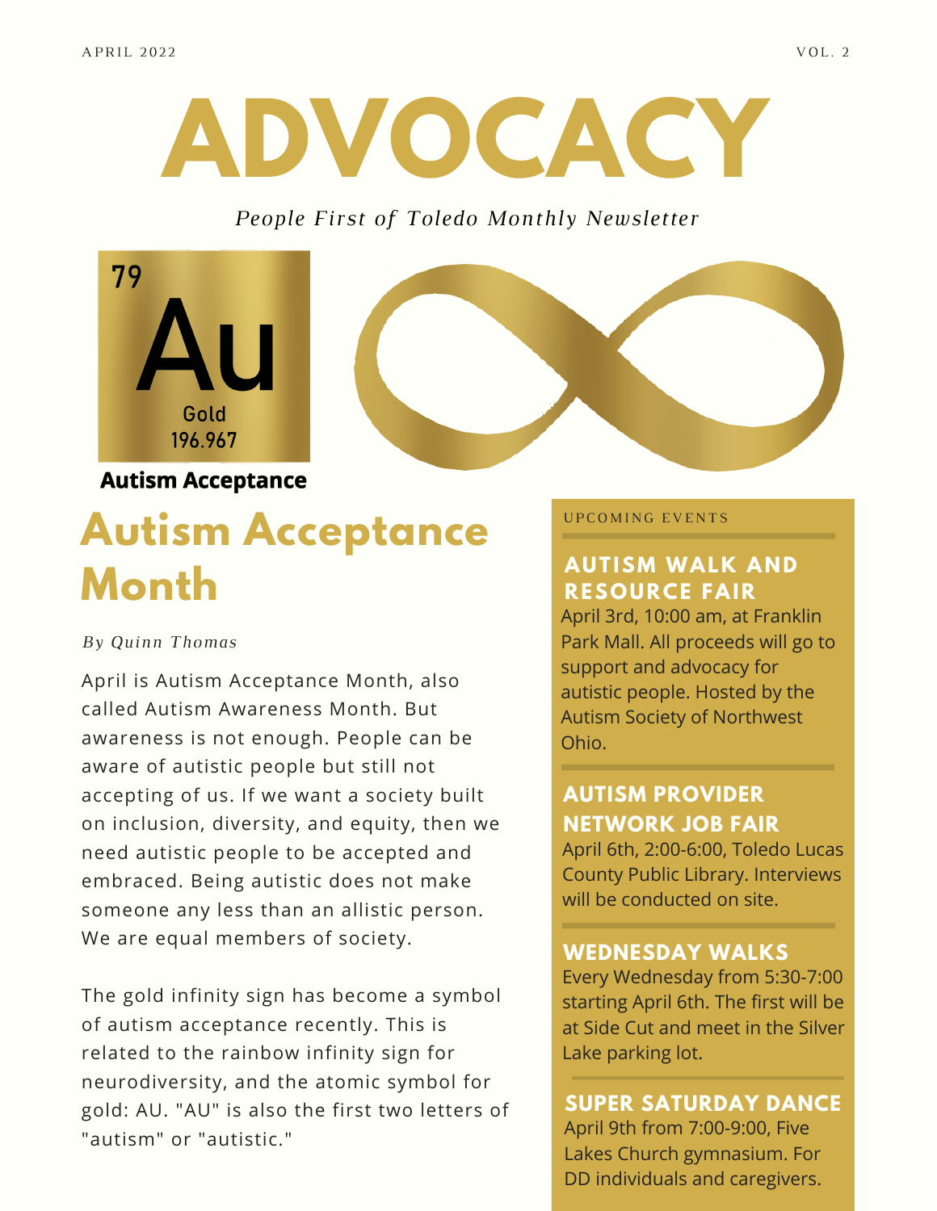APRIL 2022 VOL. 2

# ADVOCACY

*People First of Toledo Monthly Newsletter*

79
Au
Gold
196.967

**Autism Acceptance**

## Autism Acceptance Month

*By Quinn Thomas*

April is Autism Acceptance Month, also called Autism Awareness Month. But awareness is not enough. People can be aware of autistic people but still not accepting of us. If we want a society built on inclusion, diversity, and equity, then we need autistic people to be accepted and embraced. Being autistic does not make someone any less than an allistic person. We are equal members of society.

The gold infinity sign has become a symbol of autism acceptance recently. This is related to the rainbow infinity sign for neurodiversity, and the atomic symbol for gold: AU. "AU" is also the first two letters of "autism" or "autistic."

UPCOMING EVENTS

### AUTISM WALK AND RESOURCE FAIR

April 3rd, 10:00 am, at Franklin Park Mall. All proceeds will go to support and advocacy for autistic people. Hosted by the Autism Society of Northwest Ohio.

### AUTISM PROVIDER NETWORK JOB FAIR

April 6th, 2:00-6:00, Toledo Lucas County Public Library. Interviews will be conducted on site.

### WEDNESDAY WALKS

Every Wednesday from 5:30-7:00 starting April 6th. The first will be at Side Cut and meet in the Silver Lake parking lot.

### SUPER SATURDAY DANCE

April 9th from 7:00-9:00, Five Lakes Church gymnasium. For DD individuals and caregivers.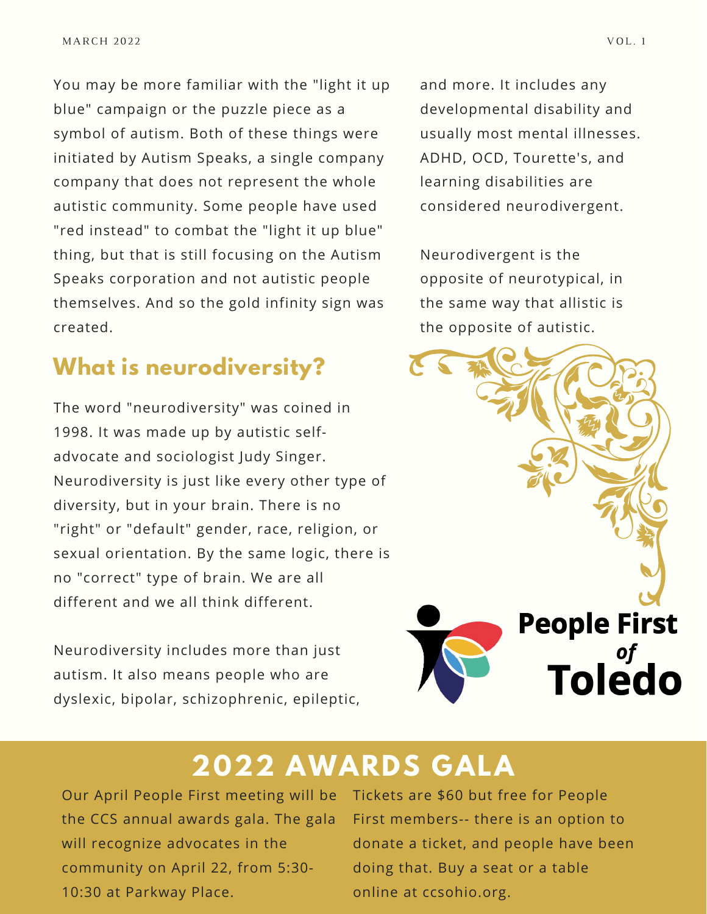You may be more familiar with the "light it up blue" campaign or the puzzle piece as a symbol of autism. Both of these things were initiated by Autism Speaks, a single company company that does not represent the whole autistic community. Some people have used "red instead" to combat the "light it up blue" thing, but that is still focusing on the Autism Speaks corporation and not autistic people themselves. And so the gold infinity sign was created.

## What is neurodiversity?

The word "neurodiversity" was coined in 1998. It was made up by autistic self-advocate and sociologist Judy Singer. Neurodiversity is just like every other type of diversity, but in your brain. There is no "right" or "default" gender, race, religion, or sexual orientation. By the same logic, there is no "correct" type of brain. We are all different and we all think different.

Neurodiversity includes more than just autism. It also means people who are dyslexic, bipolar, schizophrenic, epileptic, and more. It includes any developmental disability and usually most mental illnesses. ADHD, OCD, Tourette's, and learning disabilities are considered neurodivergent.

Neurodivergent is the opposite of neurotypical, in the same way that allistic is the opposite of autistic.

People First of Toledo

# 2022 AWARDS GALA

Our April People First meeting will be the CCS annual awards gala. The gala will recognize advocates in the community on April 22, from 5:30-10:30 at Parkway Place.

Tickets are $60 but free for People First members-- there is an option to donate a ticket, and people have been doing that. Buy a seat or a table online at ccsohio.org.